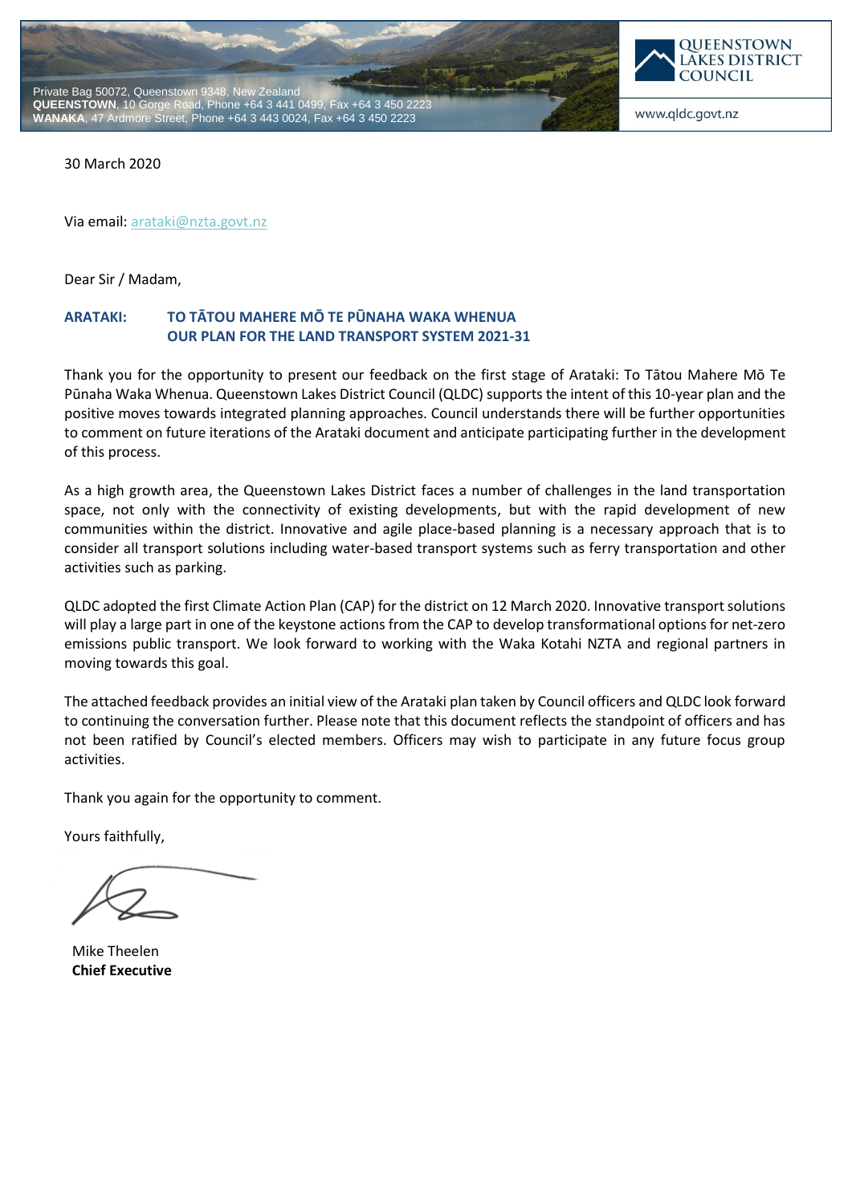Private Bag 50072, Queenstown 9348, New Zealand
**QUEENSTOWN**, 10 Gorge Road, Phone +64 3 441 0499, Fax +64 3 450 2223
**WANAKA**, 47 Ardmore Street, Phone +64 3 443 0024, Fax +64 3 450 2223

QUEENSTOWN LAKES DISTRICT COUNCIL

www.qldc.govt.nz

30 March 2020

Via email: arataki@nzta.govt.nz

Dear Sir / Madam,

**ARATAKI: TO TĀTOU MAHERE MŌ TE PŪNAHA WAKA WHENUA**
**OUR PLAN FOR THE LAND TRANSPORT SYSTEM 2021-31**

Thank you for the opportunity to present our feedback on the first stage of Arataki: To Tātou Mahere Mō Te Pūnaha Waka Whenua. Queenstown Lakes District Council (QLDC) supports the intent of this 10-year plan and the positive moves towards integrated planning approaches. Council understands there will be further opportunities to comment on future iterations of the Arataki document and anticipate participating further in the development of this process.

As a high growth area, the Queenstown Lakes District faces a number of challenges in the land transportation space, not only with the connectivity of existing developments, but with the rapid development of new communities within the district. Innovative and agile place-based planning is a necessary approach that is to consider all transport solutions including water-based transport systems such as ferry transportation and other activities such as parking.

QLDC adopted the first Climate Action Plan (CAP) for the district on 12 March 2020. Innovative transport solutions will play a large part in one of the keystone actions from the CAP to develop transformational options for net-zero emissions public transport. We look forward to working with the Waka Kotahi NZTA and regional partners in moving towards this goal.

The attached feedback provides an initial view of the Arataki plan taken by Council officers and QLDC look forward to continuing the conversation further. Please note that this document reflects the standpoint of officers and has not been ratified by Council's elected members. Officers may wish to participate in any future focus group activities.

Thank you again for the opportunity to comment.

Yours faithfully,

Mike Theelen
**Chief Executive**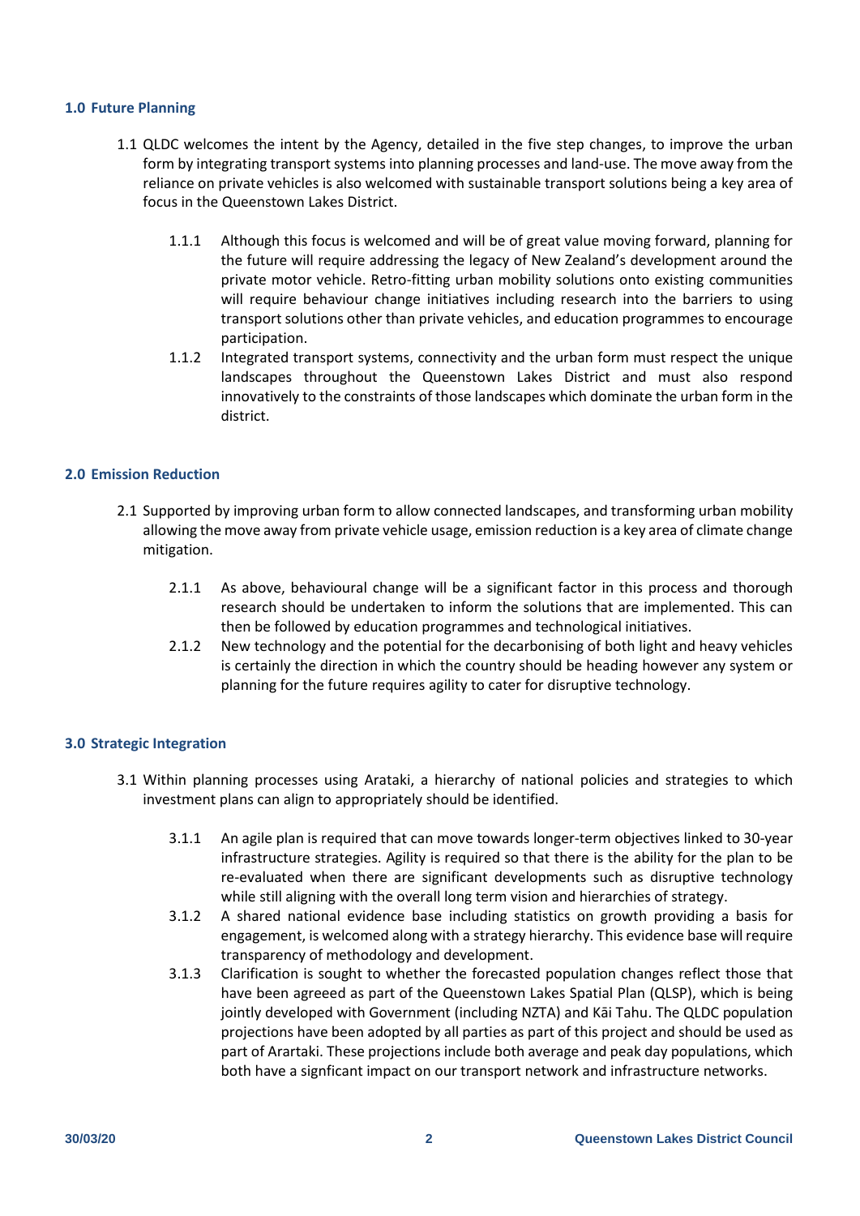## 1.0 Future Planning

1.1 QLDC welcomes the intent by the Agency, detailed in the five step changes, to improve the urban form by integrating transport systems into planning processes and land-use. The move away from the reliance on private vehicles is also welcomed with sustainable transport solutions being a key area of focus in the Queenstown Lakes District.

1.1.1 Although this focus is welcomed and will be of great value moving forward, planning for the future will require addressing the legacy of New Zealand's development around the private motor vehicle. Retro-fitting urban mobility solutions onto existing communities will require behaviour change initiatives including research into the barriers to using transport solutions other than private vehicles, and education programmes to encourage participation.

1.1.2 Integrated transport systems, connectivity and the urban form must respect the unique landscapes throughout the Queenstown Lakes District and must also respond innovatively to the constraints of those landscapes which dominate the urban form in the district.

## 2.0 Emission Reduction

2.1 Supported by improving urban form to allow connected landscapes, and transforming urban mobility allowing the move away from private vehicle usage, emission reduction is a key area of climate change mitigation.

2.1.1 As above, behavioural change will be a significant factor in this process and thorough research should be undertaken to inform the solutions that are implemented. This can then be followed by education programmes and technological initiatives.

2.1.2 New technology and the potential for the decarbonising of both light and heavy vehicles is certainly the direction in which the country should be heading however any system or planning for the future requires agility to cater for disruptive technology.

## 3.0 Strategic Integration

3.1 Within planning processes using Arataki, a hierarchy of national policies and strategies to which investment plans can align to appropriately should be identified.

3.1.1 An agile plan is required that can move towards longer-term objectives linked to 30-year infrastructure strategies. Agility is required so that there is the ability for the plan to be re-evaluated when there are significant developments such as disruptive technology while still aligning with the overall long term vision and hierarchies of strategy.

3.1.2 A shared national evidence base including statistics on growth providing a basis for engagement, is welcomed along with a strategy hierarchy. This evidence base will require transparency of methodology and development.

3.1.3 Clarification is sought to whether the forecasted population changes reflect those that have been agreeed as part of the Queenstown Lakes Spatial Plan (QLSP), which is being jointly developed with Government (including NZTA) and Kāi Tahu. The QLDC population projections have been adopted by all parties as part of this project and should be used as part of Arartaki. These projections include both average and peak day populations, which both have a signficant impact on our transport network and infrastructure networks.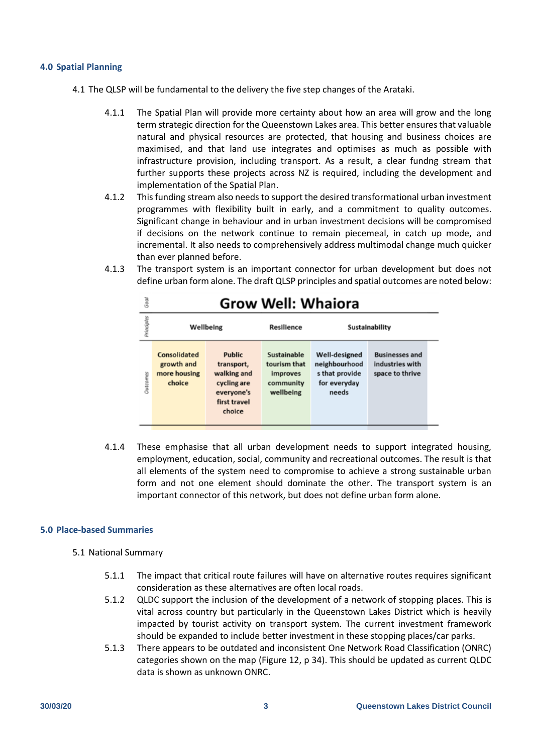## 4.0 Spatial Planning

4.1 The QLSP will be fundamental to the delivery the five step changes of the Arataki.

4.1.1 The Spatial Plan will provide more certainty about how an area will grow and the long term strategic direction for the Queenstown Lakes area. This better ensures that valuable natural and physical resources are protected, that housing and business choices are maximised, and that land use integrates and optimises as much as possible with infrastructure provision, including transport. As a result, a clear fundng stream that further supports these projects across NZ is required, including the development and implementation of the Spatial Plan.

4.1.2 This funding stream also needs to support the desired transformational urban investment programmes with flexibility built in early, and a commitment to quality outcomes. Significant change in behaviour and in urban investment decisions will be compromised if decisions on the network continue to remain piecemeal, in catch up mode, and incremental. It also needs to comprehensively address multimodal change much quicker than ever planned before.

4.1.3 The transport system is an important connector for urban development but does not define urban form alone. The draft QLSP principles and spatial outcomes are noted below:

| Goal | Grow Well: Whaiora | | | | |
|---|---|---|---|---|---|
| Principles | Wellbeing | | Resilience | Sustainability | |
| Outcomes | Consolidated growth and more housing choice | Public transport, walking and cycling are everyone's first travel choice | Sustainable tourism that improves community wellbeing | Well-designed neighbourhoods that provide for everyday needs | Businesses and industries with space to thrive |

4.1.4 These emphasise that all urban development needs to support integrated housing, employment, education, social, community and recreational outcomes. The result is that all elements of the system need to compromise to achieve a strong sustainable urban form and not one element should dominate the other. The transport system is an important connector of this network, but does not define urban form alone.

## 5.0 Place-based Summaries

5.1 National Summary

5.1.1 The impact that critical route failures will have on alternative routes requires significant consideration as these alternatives are often local roads.

5.1.2 QLDC support the inclusion of the development of a network of stopping places. This is vital across country but particularly in the Queenstown Lakes District which is heavily impacted by tourist activity on transport system. The current investment framework should be expanded to include better investment in these stopping places/car parks.

5.1.3 There appears to be outdated and inconsistent One Network Road Classification (ONRC) categories shown on the map (Figure 12, p 34). This should be updated as current QLDC data is shown as unknown ONRC.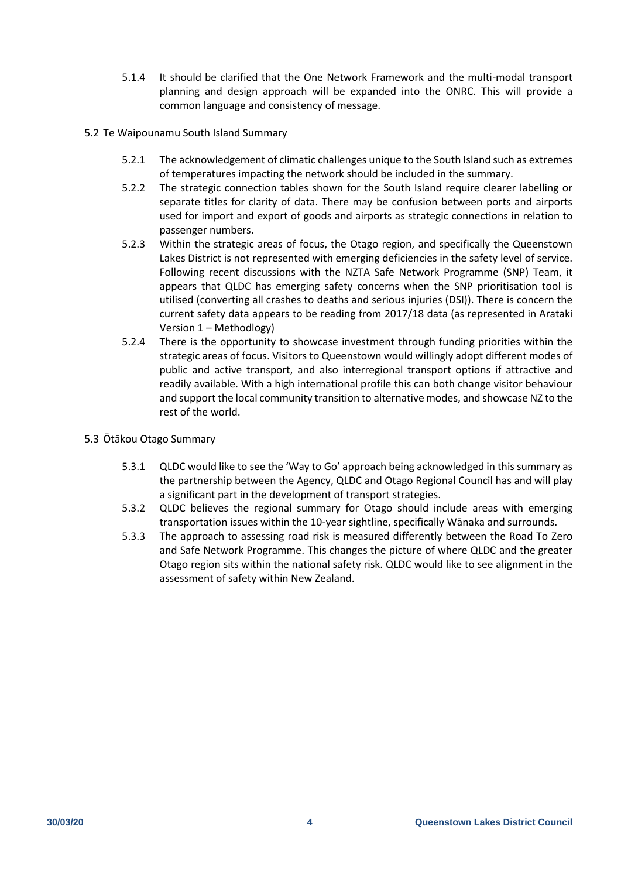5.1.4 It should be clarified that the One Network Framework and the multi-modal transport planning and design approach will be expanded into the ONRC. This will provide a common language and consistency of message.

5.2 Te Waipounamu South Island Summary

5.2.1 The acknowledgement of climatic challenges unique to the South Island such as extremes of temperatures impacting the network should be included in the summary.

5.2.2 The strategic connection tables shown for the South Island require clearer labelling or separate titles for clarity of data. There may be confusion between ports and airports used for import and export of goods and airports as strategic connections in relation to passenger numbers.

5.2.3 Within the strategic areas of focus, the Otago region, and specifically the Queenstown Lakes District is not represented with emerging deficiencies in the safety level of service. Following recent discussions with the NZTA Safe Network Programme (SNP) Team, it appears that QLDC has emerging safety concerns when the SNP prioritisation tool is utilised (converting all crashes to deaths and serious injuries (DSI)). There is concern the current safety data appears to be reading from 2017/18 data (as represented in Arataki Version 1 – Methodlogy)

5.2.4 There is the opportunity to showcase investment through funding priorities within the strategic areas of focus. Visitors to Queenstown would willingly adopt different modes of public and active transport, and also interregional transport options if attractive and readily available. With a high international profile this can both change visitor behaviour and support the local community transition to alternative modes, and showcase NZ to the rest of the world.

5.3 Ōtākou Otago Summary

5.3.1 QLDC would like to see the 'Way to Go' approach being acknowledged in this summary as the partnership between the Agency, QLDC and Otago Regional Council has and will play a significant part in the development of transport strategies.

5.3.2 QLDC believes the regional summary for Otago should include areas with emerging transportation issues within the 10-year sightline, specifically Wānaka and surrounds.

5.3.3 The approach to assessing road risk is measured differently between the Road To Zero and Safe Network Programme. This changes the picture of where QLDC and the greater Otago region sits within the national safety risk. QLDC would like to see alignment in the assessment of safety within New Zealand.